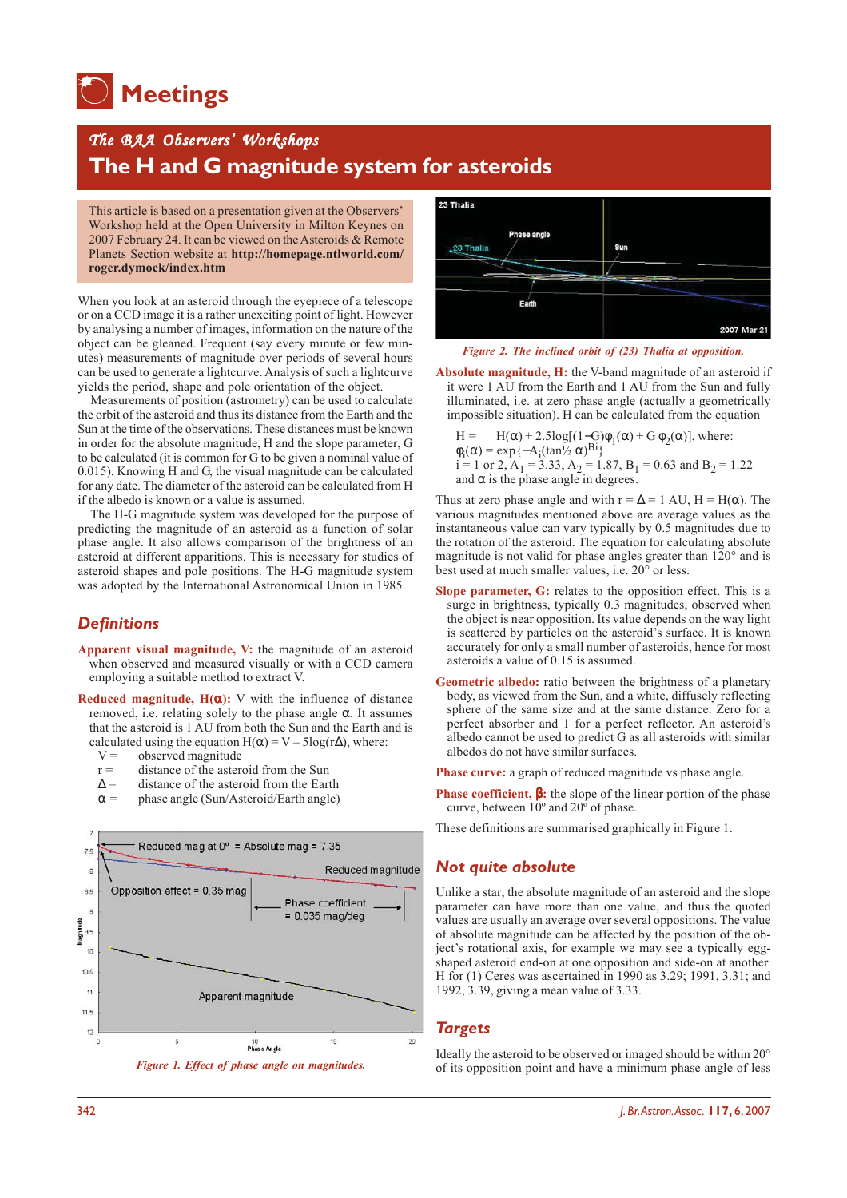# Meetings

## *The BAA Observers' Workshops*

# The H and G magnitude system for asteroids

This article is based on a presentation given at the Observers' Workshop held at the Open University in Milton Keynes on 2007 February 24. It can be viewed on the Asteroids & Remote Planets Section website at **http://homepage.ntlworld.com/roger.dymock/index.htm**

When you look at an asteroid through the eyepiece of a telescope or on a CCD image it is a rather unexciting point of light. However by analysing a number of images, information on the nature of the object can be gleaned. Frequent (say every minute or few minutes) measurements of magnitude over periods of several hours can be used to generate a lightcurve. Analysis of such a lightcurve yields the period, shape and pole orientation of the object.

Measurements of position (astrometry) can be used to calculate the orbit of the asteroid and thus its distance from the Earth and the Sun at the time of the observations. These distances must be known in order for the absolute magnitude, H and the slope parameter, G to be calculated (it is common for G to be given a nominal value of 0.015). Knowing H and G, the visual magnitude can be calculated for any date. The diameter of the asteroid can be calculated from H if the albedo is known or a value is assumed.

The H-G magnitude system was developed for the purpose of predicting the magnitude of an asteroid as a function of solar phase angle. It also allows comparison of the brightness of an asteroid at different apparitions. This is necessary for studies of asteroid shapes and pole positions. The H-G magnitude system was adopted by the International Astronomical Union in 1985.

## *Definitions*

**Apparent visual magnitude, V:** the magnitude of an asteroid when observed and measured visually or with a CCD camera employing a suitable method to extract V.

**Reduced magnitude, H(α):** V with the influence of distance removed, i.e. relating solely to the phase angle α. It assumes that the asteroid is 1 AU from both the Sun and the Earth and is calculated using the equation $H(\alpha) = V - 5\log(r\Delta)$, where:

- V = observed magnitude
- r = distance of the asteroid from the Sun
- Δ = distance of the asteroid from the Earth
- α = phase angle (Sun/Asteroid/Earth angle)

*Figure 1. Effect of phase angle on magnitudes.*

*Figure 2. The inclined orbit of (23) Thalia at opposition.*

**Absolute magnitude, H:** the V-band magnitude of an asteroid if it were 1 AU from the Earth and 1 AU from the Sun and fully illuminated, i.e. at zero phase angle (actually a geometrically impossible situation). H can be calculated from the equation

$$H = H(\alpha) + 2.5\log[(1-G)\varphi_1(\alpha) + G\,\varphi_2(\alpha)], \text{ where:}$$

$$\varphi_i(\alpha) = \exp\{-A_i(\tan\tfrac{1}{2}\alpha)^{B_i}\}$$

$i = 1$ or $2$, $A_1 = 3.33$, $A_2 = 1.87$, $B_1 = 0.63$ and $B_2 = 1.22$ and α is the phase angle in degrees.

Thus at zero phase angle and with $r = \Delta = 1$ AU, $H = H(\alpha)$. The various magnitudes mentioned above are average values as the instantaneous value can vary typically by 0.5 magnitudes due to the rotation of the asteroid. The equation for calculating absolute magnitude is not valid for phase angles greater than 120° and is best used at much smaller values, i.e. 20° or less.

**Slope parameter, G:** relates to the opposition effect. This is a surge in brightness, typically 0.3 magnitudes, observed when the object is near opposition. Its value depends on the way light is scattered by particles on the asteroid's surface. It is known accurately for only a small number of asteroids, hence for most asteroids a value of 0.15 is assumed.

**Geometric albedo:** ratio between the brightness of a planetary body, as viewed from the Sun, and a white, diffusely reflecting sphere of the same size and at the same distance. Zero for a perfect absorber and 1 for a perfect reflector. An asteroid's albedo cannot be used to predict G as all asteroids with similar albedos do not have similar surfaces.

**Phase curve:** a graph of reduced magnitude vs phase angle.

**Phase coefficient, β:** the slope of the linear portion of the phase curve, between 10° and 20° of phase.

These definitions are summarised graphically in Figure 1.

## *Not quite absolute*

Unlike a star, the absolute magnitude of an asteroid and the slope parameter can have more than one value, and thus the quoted values are usually an average over several oppositions. The value of absolute magnitude can be affected by the position of the object's rotational axis, for example we may see a typically egg-shaped asteroid end-on at one opposition and side-on at another. H for (1) Ceres was ascertained in 1990 as 3.29; 1991, 3.31; and 1992, 3.39, giving a mean value of 3.33.

## *Targets*

Ideally the asteroid to be observed or imaged should be within 20° of its opposition point and have a minimum phase angle of less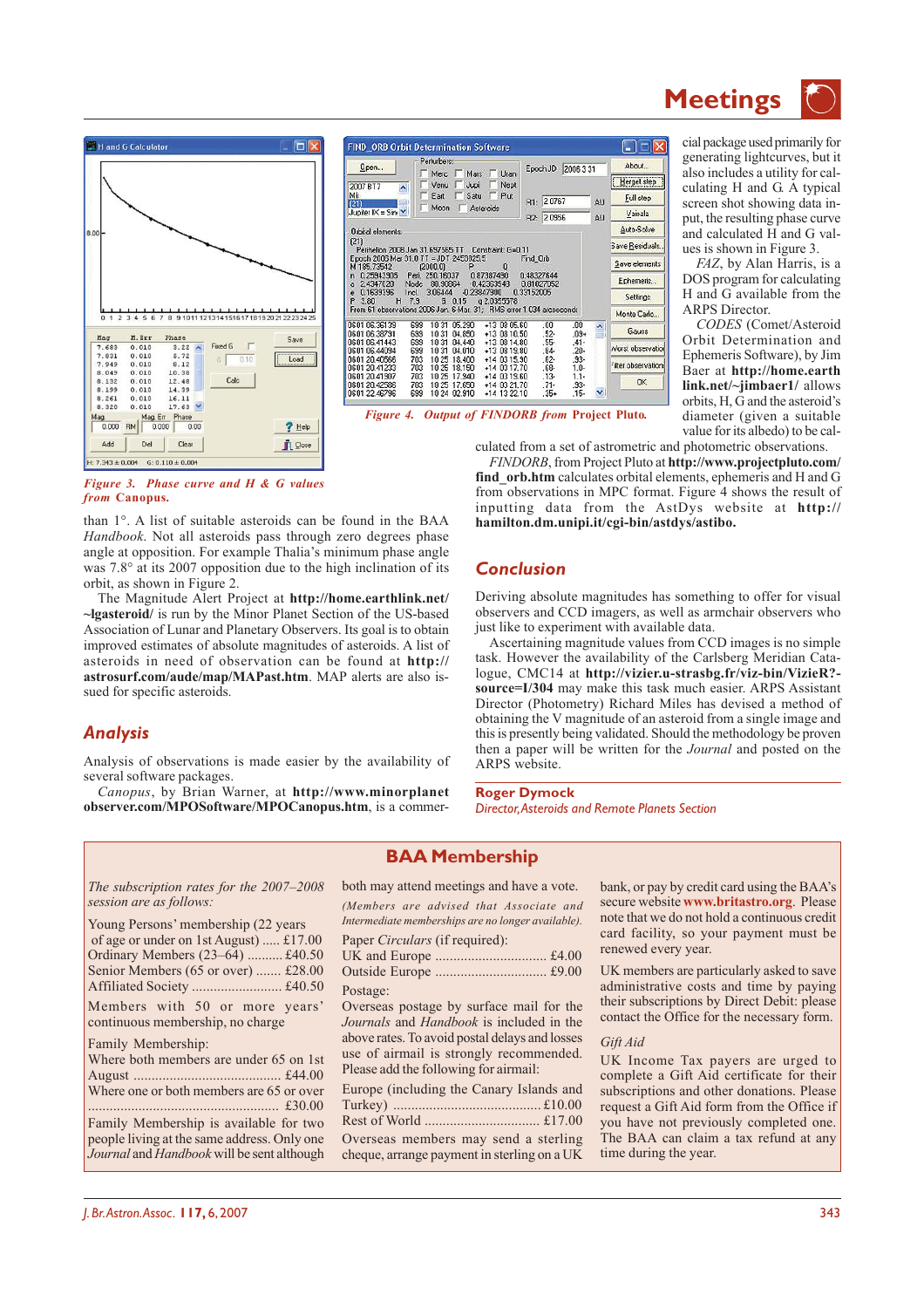Figure 3. Phase curve and H & G values from Canopus.

than 1°. A list of suitable asteroids can be found in the BAA *Handbook*. Not all asteroids pass through zero degrees phase angle at opposition. For example Thalia's minimum phase angle was 7.8° at its 2007 opposition due to the high inclination of its orbit, as shown in Figure 2.

The Magnitude Alert Project at **http://home.earthlink.net/~lgasteroid/** is run by the Minor Planet Section of the US-based Association of Lunar and Planetary Observers. Its goal is to obtain improved estimates of absolute magnitudes of asteroids. A list of asteroids in need of observation can be found at **http://astrosurf.com/aude/map/MAPast.htm**. MAP alerts are also issued for specific asteroids.

## Analysis

Analysis of observations is made easier by the availability of several software packages.

*Canopus*, by Brian Warner, at **http://www.minorplanetobserver.com/MPOSoftware/MPOCanopus.htm**, is a commercial package used primarily for generating lightcurves, but it also includes a utility for calculating H and G. A typical screen shot showing data input, the resulting phase curve and calculated H and G values is shown in Figure 3.

*FAZ*, by Alan Harris, is a DOS program for calculating H and G available from the ARPS Director.

*CODES* (Comet/Asteroid Orbit Determination and Ephemeris Software), by Jim Baer at **http://home.earthlink.net/~jimbaer1/** allows orbits, H, G and the asteroid's diameter (given a suitable value for its albedo) to be calculated from a set of astrometric and photometric observations.

Figure 4. Output of FINDORB from Project Pluto.

*FINDORB*, from Project Pluto at **http://www.projectpluto.com/find_orb.htm** calculates orbital elements, ephemeris and H and G from observations in MPC format. Figure 4 shows the result of inputting data from the AstDys website at **http://hamilton.dm.unipi.it/cgi-bin/astdys/astibo.**

## Conclusion

Deriving absolute magnitudes has something to offer for visual observers and CCD imagers, as well as armchair observers who just like to experiment with available data.

Ascertaining magnitude values from CCD images is no simple task. However the availability of the Carlsberg Meridian Catalogue, CMC14 at **http://vizier.u-strasbg.fr/viz-bin/VizieR?-source=I/304** may make this task much easier. ARPS Assistant Director (Photometry) Richard Miles has devised a method of obtaining the V magnitude of an asteroid from a single image and this is presently being validated. Should the methodology be proven then a paper will be written for the *Journal* and posted on the ARPS website.

**Roger Dymock**
*Director, Asteroids and Remote Planets Section*

## BAA Membership

*The subscription rates for the 2007–2008 session are as follows:*

| | |
|---|---|
| Young Persons' membership (22 years of age or under on 1st August) | £17.00 |
| Ordinary Members (23–64) | £40.50 |
| Senior Members (65 or over) | £28.00 |
| Affiliated Society | £40.50 |
| Members with 50 or more years' continuous membership, no charge | |

Family Membership:
Where both members are under 65 on 1st August ........ £44.00
Where one or both members are 65 or over ........ £30.00
Family Membership is available for two people living at the same address. Only one *Journal* and *Handbook* will be sent although both may attend meetings and have a vote.

*(Members are advised that Associate and Intermediate memberships are no longer available).*

Paper *Circulars* (if required):
UK and Europe ........ £4.00
Outside Europe ........ £9.00

Postage:
Overseas postage by surface mail for the *Journals* and *Handbook* is included in the above rates. To avoid postal delays and losses use of airmail is strongly recommended. Please add the following for airmail:

Europe (including the Canary Islands and Turkey) ........ £10.00
Rest of World ........ £17.00

Overseas members may send a sterling cheque, arrange payment in sterling on a UK bank, or pay by credit card using the BAA's secure website **www.britastro.org**. Please note that we do not hold a continuous credit card facility, so your payment must be renewed every year.

UK members are particularly asked to save administrative costs and time by paying their subscriptions by Direct Debit: please contact the Office for the necessary form.

*Gift Aid*
UK Income Tax payers are urged to complete a Gift Aid certificate for their subscriptions and other donations. Please request a Gift Aid form from the Office if you have not previously completed one. The BAA can claim a tax refund at any time during the year.